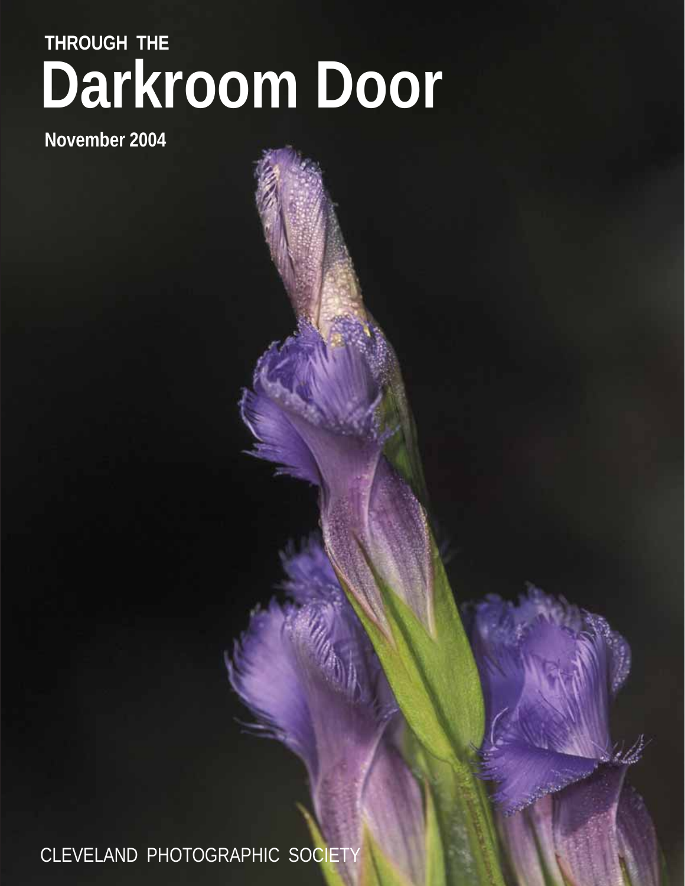THROUGH THE

# Darkroom Door

**November 2004**

CLEVELAND PHOTOGRAPHIC SOCIETY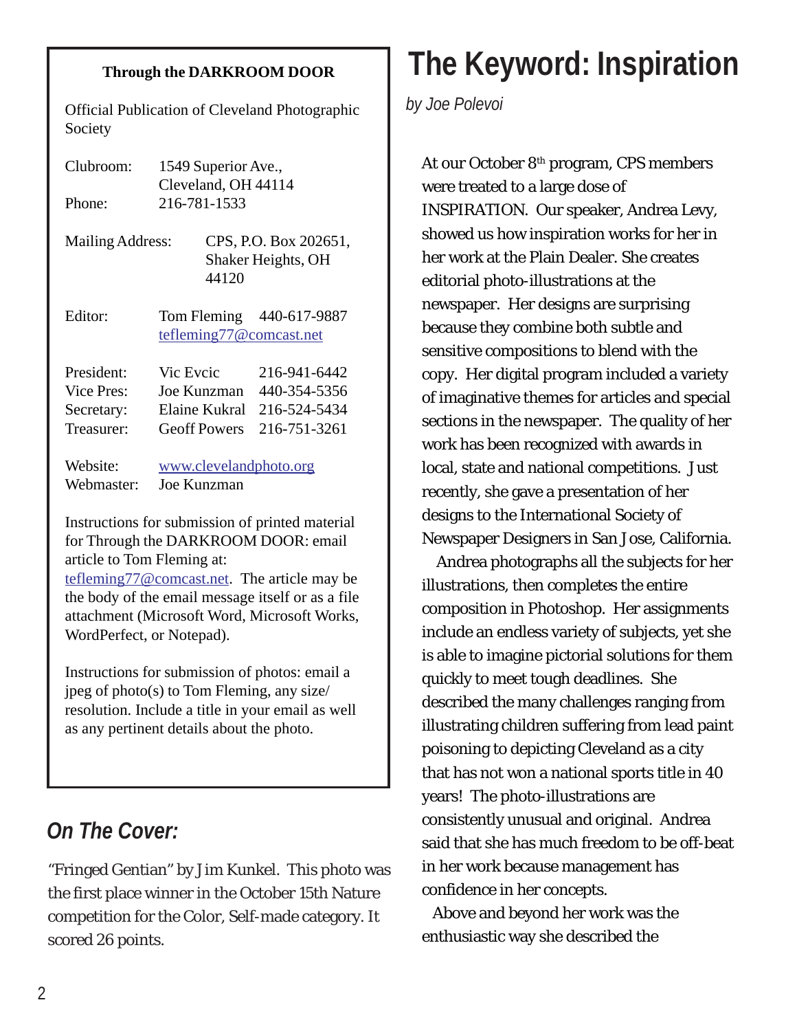**Through the DARKROOM DOOR**

Official Publication of Cleveland Photographic Society

| | | |
|---|---|---|
| Clubroom: | 1549 Superior Ave., Cleveland, OH 44114 | |
| Phone: | 216-781-1533 | |
| Mailing Address: | CPS, P.O. Box 202651, Shaker Heights, OH 44120 | |
| Editor: | Tom Fleming | 440-617-9887 |
| | tefleming77@comcast.net | |
| President: | Vic Evcic | 216-941-6442 |
| Vice Pres: | Joe Kunzman | 440-354-5356 |
| Secretary: | Elaine Kukral | 216-524-5434 |
| Treasurer: | Geoff Powers | 216-751-3261 |
| Website: | www.clevelandphoto.org | |
| Webmaster: | Joe Kunzman | |

Instructions for submission of printed material for Through the DARKROOM DOOR: email article to Tom Fleming at: tefleming77@comcast.net. The article may be the body of the email message itself or as a file attachment (Microsoft Word, Microsoft Works, WordPerfect, or Notepad).

Instructions for submission of photos: email a jpeg of photo(s) to Tom Fleming, any size/ resolution. Include a title in your email as well as any pertinent details about the photo.

## *On The Cover:*

"Fringed Gentian" by Jim Kunkel. This photo was the first place winner in the October 15th Nature competition for the Color, Self-made category. It scored 26 points.

# The Keyword: Inspiration

*by Joe Polevoi*

At our October 8th program, CPS members were treated to a large dose of INSPIRATION. Our speaker, Andrea Levy, showed us how inspiration works for her in her work at the Plain Dealer. She creates editorial photo-illustrations at the newspaper. Her designs are surprising because they combine both subtle and sensitive compositions to blend with the copy. Her digital program included a variety of imaginative themes for articles and special sections in the newspaper. The quality of her work has been recognized with awards in local, state and national competitions. Just recently, she gave a presentation of her designs to the International Society of Newspaper Designers in San Jose, California.

Andrea photographs all the subjects for her illustrations, then completes the entire composition in Photoshop. Her assignments include an endless variety of subjects, yet she is able to imagine pictorial solutions for them quickly to meet tough deadlines. She described the many challenges ranging from illustrating children suffering from lead paint poisoning to depicting Cleveland as a city that has not won a national sports title in 40 years! The photo-illustrations are consistently unusual and original. Andrea said that she has much freedom to be off-beat in her work because management has confidence in her concepts.

Above and beyond her work was the enthusiastic way she described the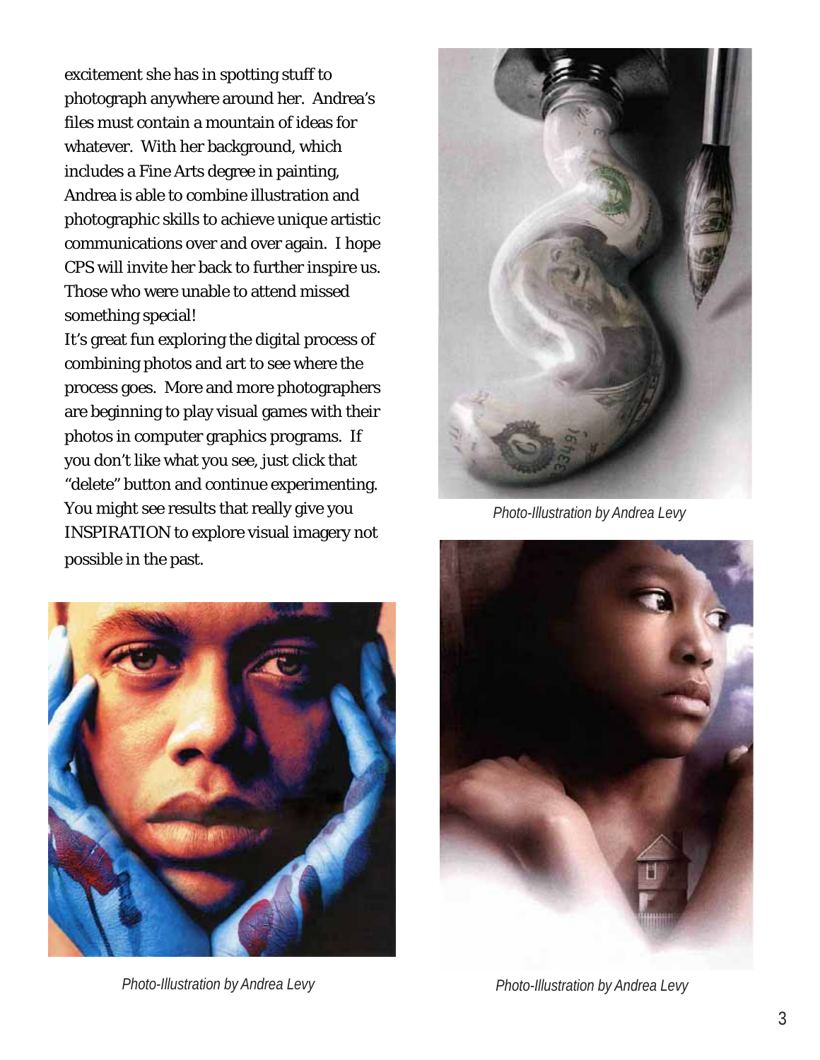excitement she has in spotting stuff to photograph anywhere around her. Andrea's files must contain a mountain of ideas for whatever. With her background, which includes a Fine Arts degree in painting, Andrea is able to combine illustration and photographic skills to achieve unique artistic communications over and over again. I hope CPS will invite her back to further inspire us. Those who were unable to attend missed something special!

It's great fun exploring the digital process of combining photos and art to see where the process goes. More and more photographers are beginning to play visual games with their photos in computer graphics programs. If you don't like what you see, just click that "delete" button and continue experimenting. You might see results that really give you INSPIRATION to explore visual imagery not possible in the past.

*Photo-Illustration by Andrea Levy*

*Photo-Illustration by Andrea Levy*

*Photo-Illustration by Andrea Levy*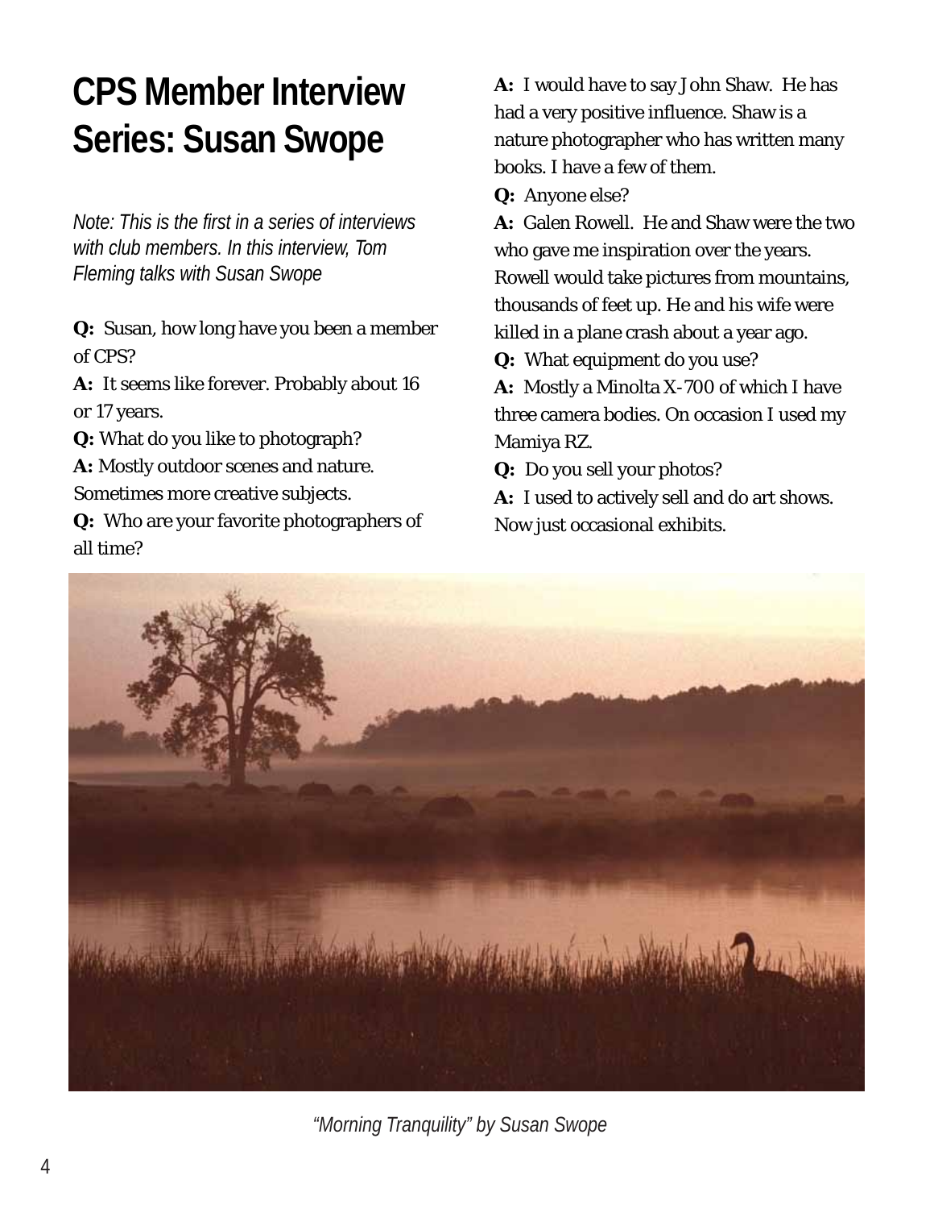# CPS Member Interview Series: Susan Swope

*Note: This is the first in a series of interviews with club members. In this interview, Tom Fleming talks with Susan Swope*

**Q:** Susan, how long have you been a member of CPS?

**A:** It seems like forever. Probably about 16 or 17 years.

**Q:** What do you like to photograph?

**A:** Mostly outdoor scenes and nature. Sometimes more creative subjects.

**Q:** Who are your favorite photographers of all time?

**A:** I would have to say John Shaw. He has had a very positive influence. Shaw is a nature photographer who has written many books. I have a few of them.

**Q:** Anyone else?

**A:** Galen Rowell. He and Shaw were the two who gave me inspiration over the years. Rowell would take pictures from mountains, thousands of feet up. He and his wife were killed in a plane crash about a year ago.

**Q:** What equipment do you use?

**A:** Mostly a Minolta X-700 of which I have three camera bodies. On occasion I used my Mamiya RZ.

**Q:** Do you sell your photos?

**A:** I used to actively sell and do art shows. Now just occasional exhibits.

*"Morning Tranquility" by Susan Swope*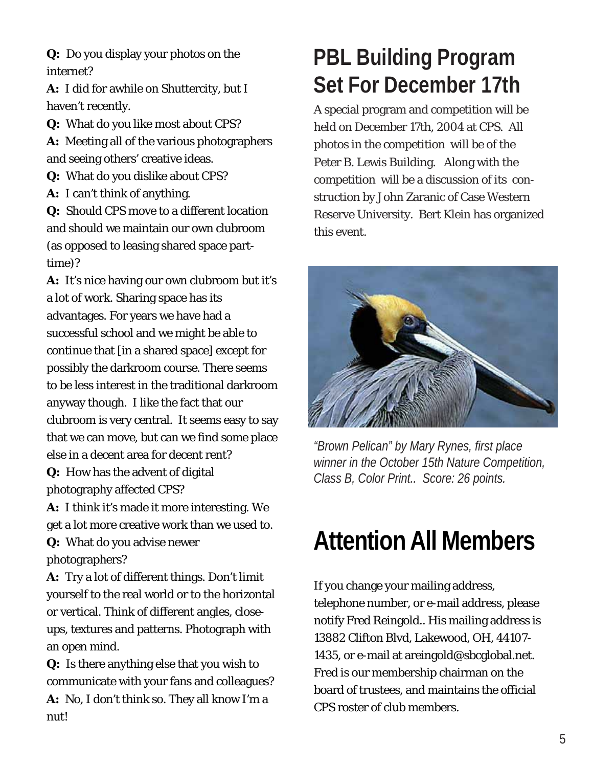**Q:** Do you display your photos on the internet?

**A:** I did for awhile on Shuttercity, but I haven't recently.

**Q:** What do you like most about CPS?

**A:** Meeting all of the various photographers and seeing others' creative ideas.

**Q:** What do you dislike about CPS?

**A:** I can't think of anything.

**Q:** Should CPS move to a different location and should we maintain our own clubroom (as opposed to leasing shared space part-time)?

**A:** It's nice having our own clubroom but it's a lot of work. Sharing space has its advantages. For years we have had a successful school and we might be able to continue that [in a shared space] except for possibly the darkroom course. There seems to be less interest in the traditional darkroom anyway though. I like the fact that our clubroom is very central. It seems easy to say that we can move, but can we find some place else in a decent area for decent rent?

**Q:** How has the advent of digital photography affected CPS?

**A:** I think it's made it more interesting. We get a lot more creative work than we used to.

**Q:** What do you advise newer photographers?

**A:** Try a lot of different things. Don't limit yourself to the real world or to the horizontal or vertical. Think of different angles, close-ups, textures and patterns. Photograph with an open mind.

**Q:** Is there anything else that you wish to communicate with your fans and colleagues?

**A:** No, I don't think so. They all know I'm a nut!

# PBL Building Program Set For December 17th

A special program and competition will be held on December 17th, 2004 at CPS. All photos in the competition will be of the Peter B. Lewis Building. Along with the competition will be a discussion of its construction by John Zaranic of Case Western Reserve University. Bert Klein has organized this event.

*"Brown Pelican" by Mary Rynes, first place winner in the October 15th Nature Competition, Class B, Color Print.. Score: 26 points.*

# Attention All Members

If you change your mailing address, telephone number, or e-mail address, please notify Fred Reingold.. His mailing address is 13882 Clifton Blvd, Lakewood, OH, 44107-1435, or e-mail at areingold@sbcglobal.net. Fred is our membership chairman on the board of trustees, and maintains the official CPS roster of club members.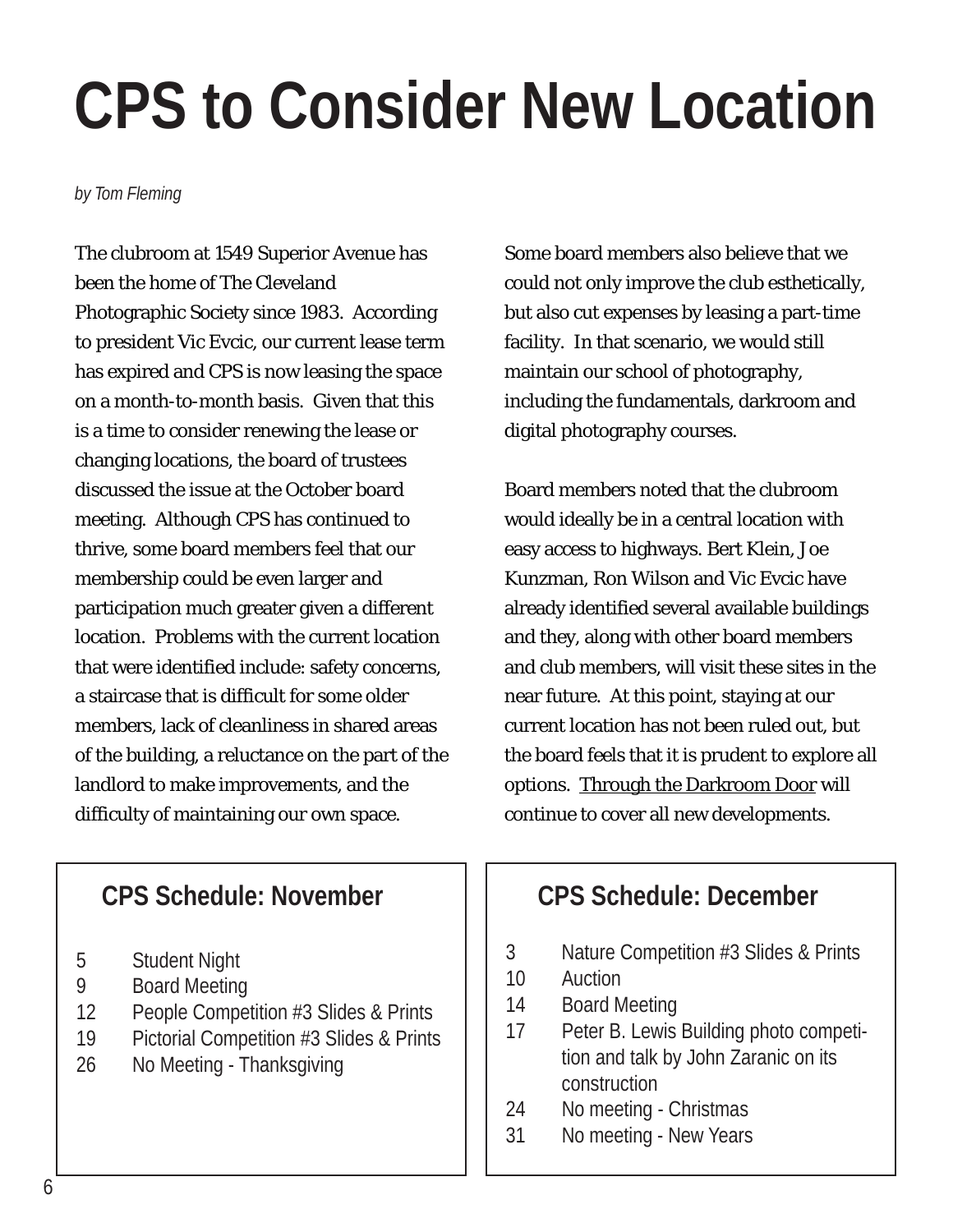# CPS to Consider New Location

*by Tom Fleming*

The clubroom at 1549 Superior Avenue has been the home of The Cleveland Photographic Society since 1983. According to president Vic Evcic, our current lease term has expired and CPS is now leasing the space on a month-to-month basis. Given that this is a time to consider renewing the lease or changing locations, the board of trustees discussed the issue at the October board meeting. Although CPS has continued to thrive, some board members feel that our membership could be even larger and participation much greater given a different location. Problems with the current location that were identified include: safety concerns, a staircase that is difficult for some older members, lack of cleanliness in shared areas of the building, a reluctance on the part of the landlord to make improvements, and the difficulty of maintaining our own space.

Some board members also believe that we could not only improve the club esthetically, but also cut expenses by leasing a part-time facility. In that scenario, we would still maintain our school of photography, including the fundamentals, darkroom and digital photography courses.

Board members noted that the clubroom would ideally be in a central location with easy access to highways. Bert Klein, Joe Kunzman, Ron Wilson and Vic Evcic have already identified several available buildings and they, along with other board members and club members, will visit these sites in the near future. At this point, staying at our current location has not been ruled out, but the board feels that it is prudent to explore all options. Through the Darkroom Door will continue to cover all new developments.

## CPS Schedule: November

- 5 Student Night
- 9 Board Meeting
- 12 People Competition #3 Slides & Prints
- 19 Pictorial Competition #3 Slides & Prints
- 26 No Meeting - Thanksgiving

## CPS Schedule: December

- 3 Nature Competition #3 Slides & Prints
- 10 Auction
- 14 Board Meeting
- 17 Peter B. Lewis Building photo competition and talk by John Zaranic on its construction
- 24 No meeting - Christmas
- 31 No meeting - New Years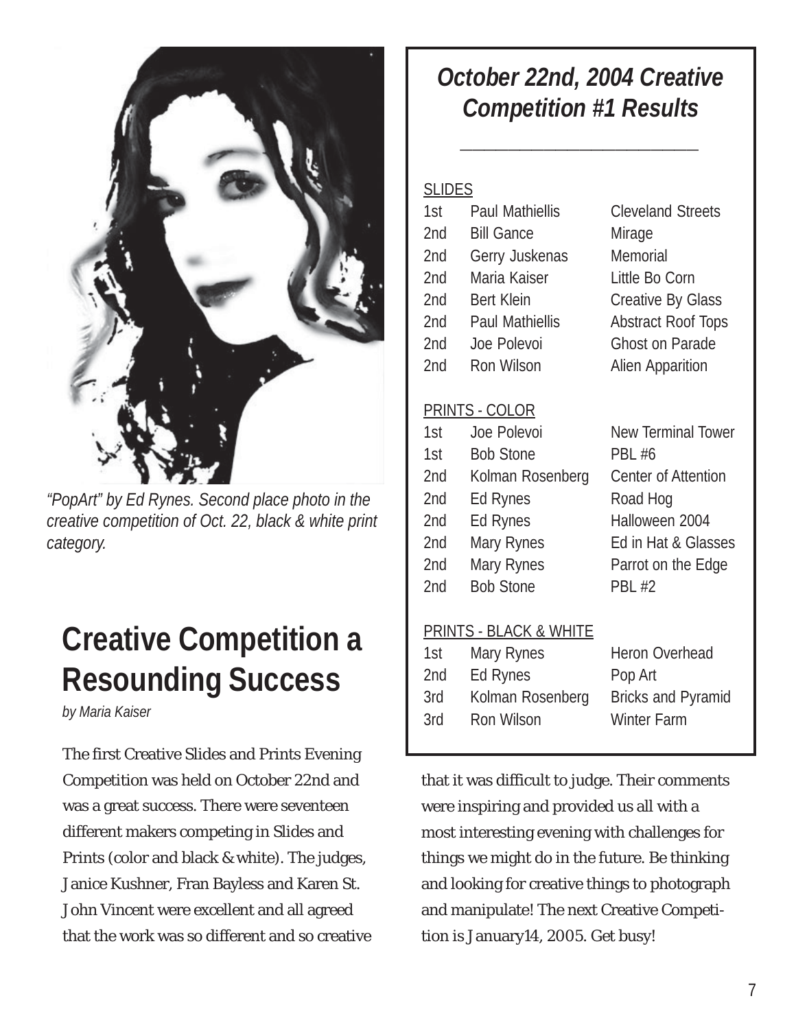*"PopArt" by Ed Rynes. Second place photo in the creative competition of Oct. 22, black & white print category.*

# Creative Competition a Resounding Success

*by Maria Kaiser*

The first Creative Slides and Prints Evening Competition was held on October 22nd and was a great success. There were seventeen different makers competing in Slides and Prints (color and black & white). The judges, Janice Kushner, Fran Bayless and Karen St. John Vincent were excellent and all agreed that the work was so different and so creative that it was difficult to judge. Their comments were inspiring and provided us all with a most interesting evening with challenges for things we might do in the future. Be thinking and looking for creative things to photograph and manipulate! The next Creative Competition is January14, 2005. Get busy!

## October 22nd, 2004 Creative Competition #1 Results

SLIDES

| | | |
|---|---|---|
| 1st | Paul Mathiellis | Cleveland Streets |
| 2nd | Bill Gance | Mirage |
| 2nd | Gerry Juskenas | Memorial |
| 2nd | Maria Kaiser | Little Bo Corn |
| 2nd | Bert Klein | Creative By Glass |
| 2nd | Paul Mathiellis | Abstract Roof Tops |
| 2nd | Joe Polevoi | Ghost on Parade |
| 2nd | Ron Wilson | Alien Apparition |

PRINTS - COLOR

| | | |
|---|---|---|
| 1st | Joe Polevoi | New Terminal Tower |
| 1st | Bob Stone | PBL #6 |
| 2nd | Kolman Rosenberg | Center of Attention |
| 2nd | Ed Rynes | Road Hog |
| 2nd | Ed Rynes | Halloween 2004 |
| 2nd | Mary Rynes | Ed in Hat & Glasses |
| 2nd | Mary Rynes | Parrot on the Edge |
| 2nd | Bob Stone | PBL #2 |

PRINTS - BLACK & WHITE

| | | |
|---|---|---|
| 1st | Mary Rynes | Heron Overhead |
| 2nd | Ed Rynes | Pop Art |
| 3rd | Kolman Rosenberg | Bricks and Pyramid |
| 3rd | Ron Wilson | Winter Farm |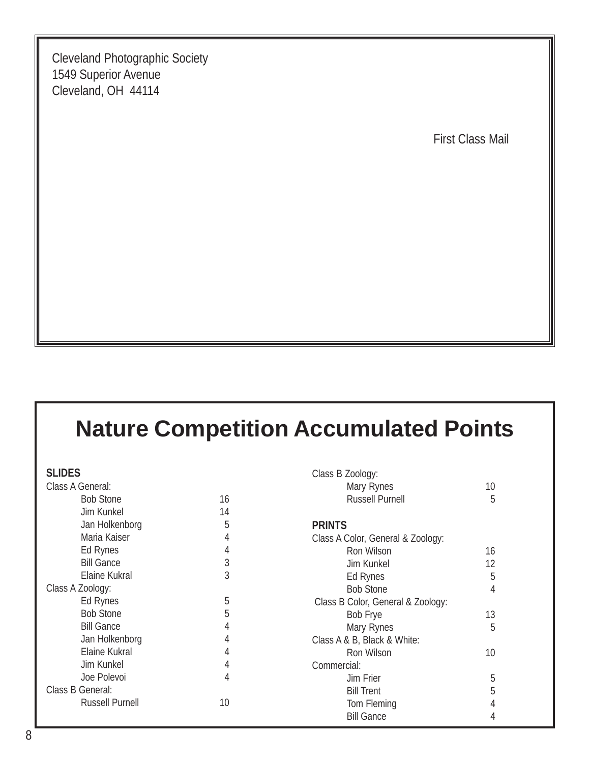Cleveland Photographic Society
1549 Superior Avenue
Cleveland, OH 44114

First Class Mail

## Nature Competition Accumulated Points

**SLIDES**

Class A General:

| | |
|---|---|
| Bob Stone | 16 |
| Jim Kunkel | 14 |
| Jan Holkenborg | 5 |
| Maria Kaiser | 4 |
| Ed Rynes | 4 |
| Bill Gance | 3 |
| Elaine Kukral | 3 |

Class A Zoology:

| | |
|---|---|
| Ed Rynes | 5 |
| Bob Stone | 5 |
| Bill Gance | 4 |
| Jan Holkenborg | 4 |
| Elaine Kukral | 4 |
| Jim Kunkel | 4 |
| Joe Polevoi | 4 |

Class B General:

| | |
|---|---|
| Russell Purnell | 10 |

Class B Zoology:

| | |
|---|---|
| Mary Rynes | 10 |
| Russell Purnell | 5 |

**PRINTS**

Class A Color, General & Zoology:

| | |
|---|---|
| Ron Wilson | 16 |
| Jim Kunkel | 12 |
| Ed Rynes | 5 |
| Bob Stone | 4 |

Class B Color, General & Zoology:

| | |
|---|---|
| Bob Frye | 13 |
| Mary Rynes | 5 |

Class A & B, Black & White:

| | |
|---|---|
| Ron Wilson | 10 |

Commercial:

| | |
|---|---|
| Jim Frier | 5 |
| Bill Trent | 5 |
| Tom Fleming | 4 |
| Bill Gance | 4 |